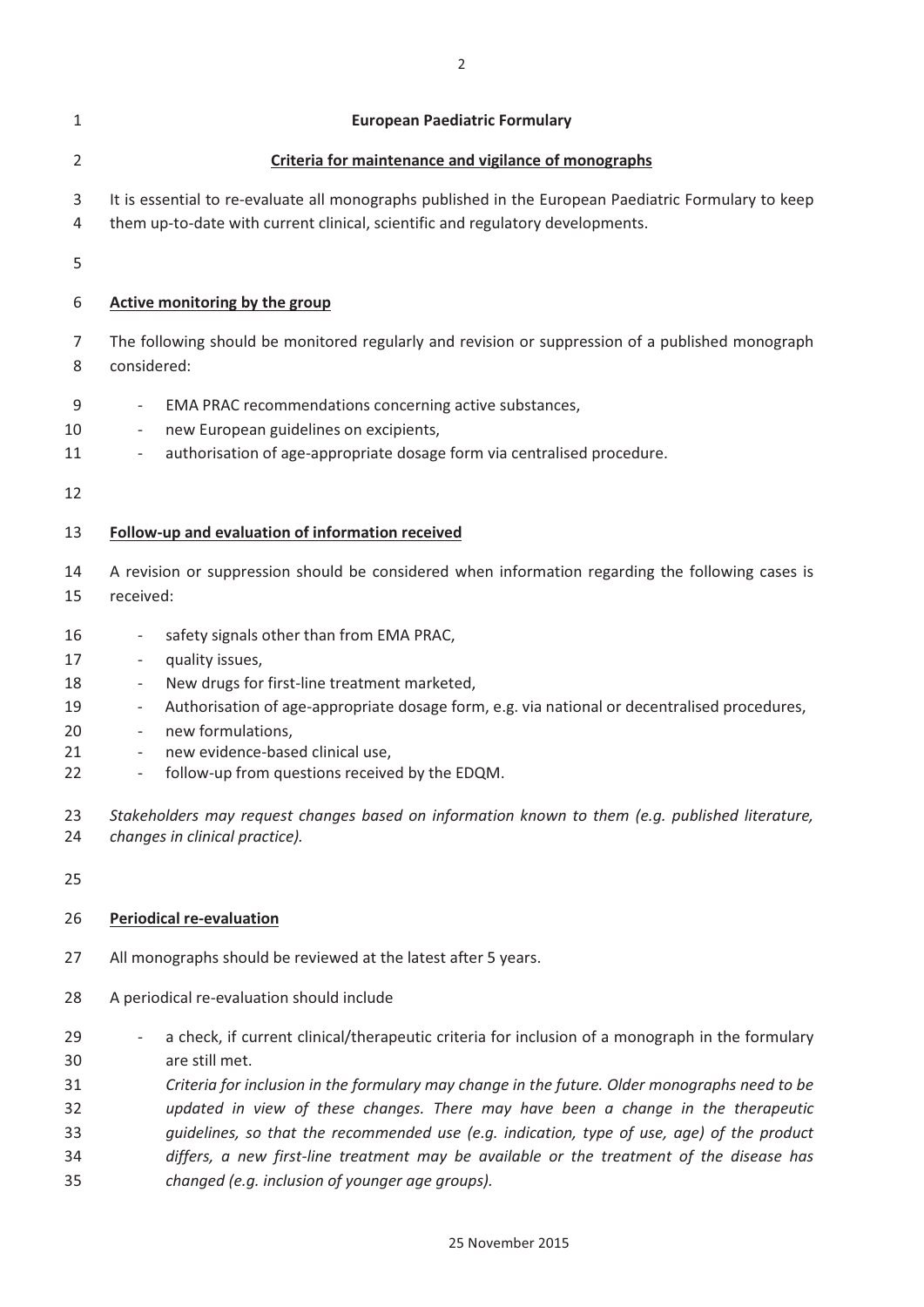# European Paediatric Formulary

## Criteria for maintenance and vigilance of monographs

It is essential to re-evaluate all monographs published in the European Paediatric Formulary to keep them up-to-date with current clinical, scientific and regulatory developments.

### Active monitoring by the group

The following should be monitored regularly and revision or suppression of a published monograph considered:

- EMA PRAC recommendations concerning active substances,
- new European guidelines on excipients,
- authorisation of age-appropriate dosage form via centralised procedure.

### Follow-up and evaluation of information received

A revision or suppression should be considered when information regarding the following cases is received:

- safety signals other than from EMA PRAC,
- quality issues,
- New drugs for first-line treatment marketed,
- Authorisation of age-appropriate dosage form, e.g. via national or decentralised procedures,
- new formulations,
- new evidence-based clinical use,
- follow-up from questions received by the EDQM.

*Stakeholders may request changes based on information known to them (e.g. published literature, changes in clinical practice).*

### Periodical re-evaluation

All monographs should be reviewed at the latest after 5 years.

A periodical re-evaluation should include

- a check, if current clinical/therapeutic criteria for inclusion of a monograph in the formulary are still met.
  *Criteria for inclusion in the formulary may change in the future. Older monographs need to be updated in view of these changes. There may have been a change in the therapeutic guidelines, so that the recommended use (e.g. indication, type of use, age) of the product differs, a new first-line treatment may be available or the treatment of the disease has changed (e.g. inclusion of younger age groups).*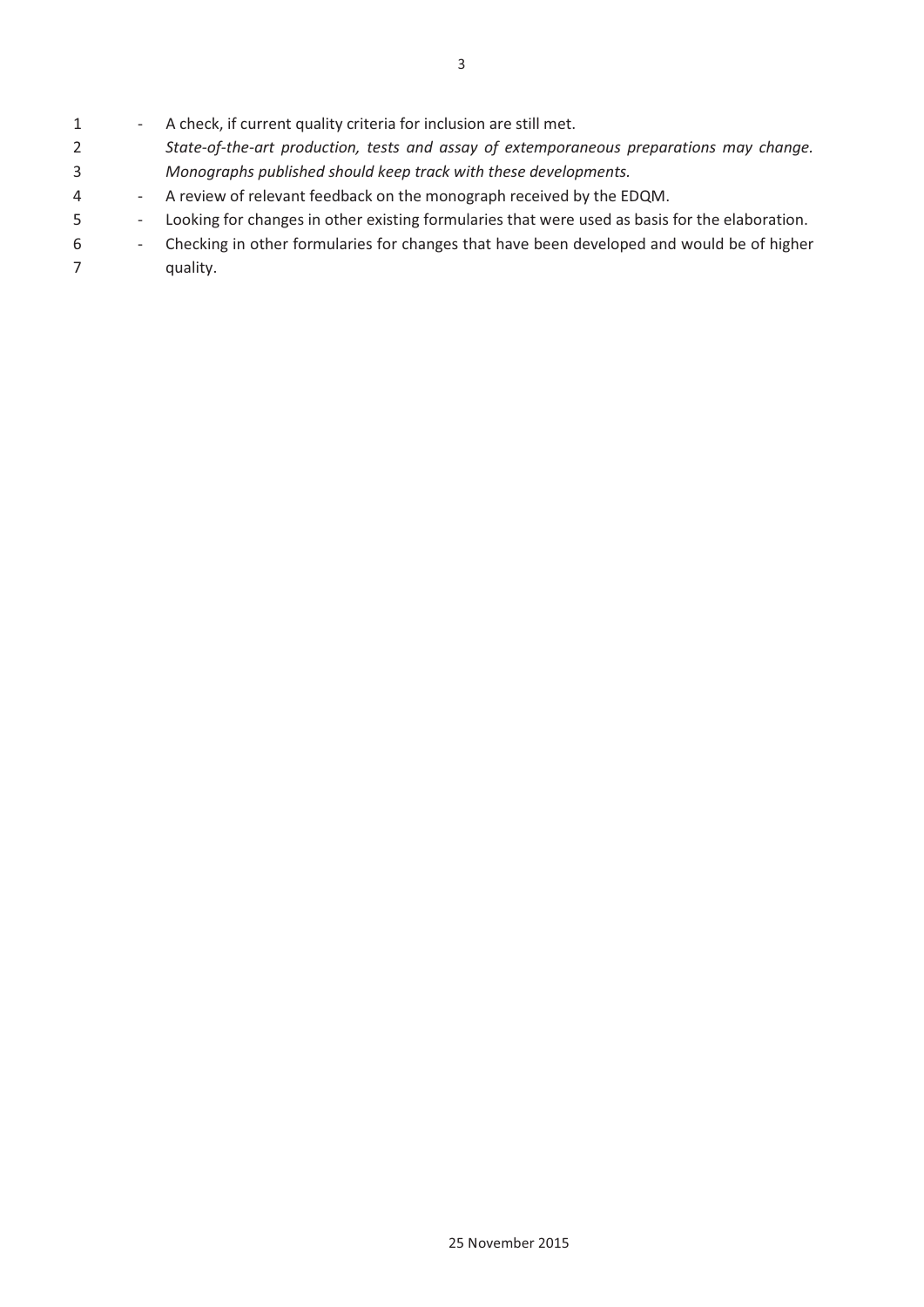- A check, if current quality criteria for inclusion are still met.
  *State-of-the-art production, tests and assay of extemporaneous preparations may change. Monographs published should keep track with these developments.*
- A review of relevant feedback on the monograph received by the EDQM.
- Looking for changes in other existing formularies that were used as basis for the elaboration.
- Checking in other formularies for changes that have been developed and would be of higher quality.

25 November 2015